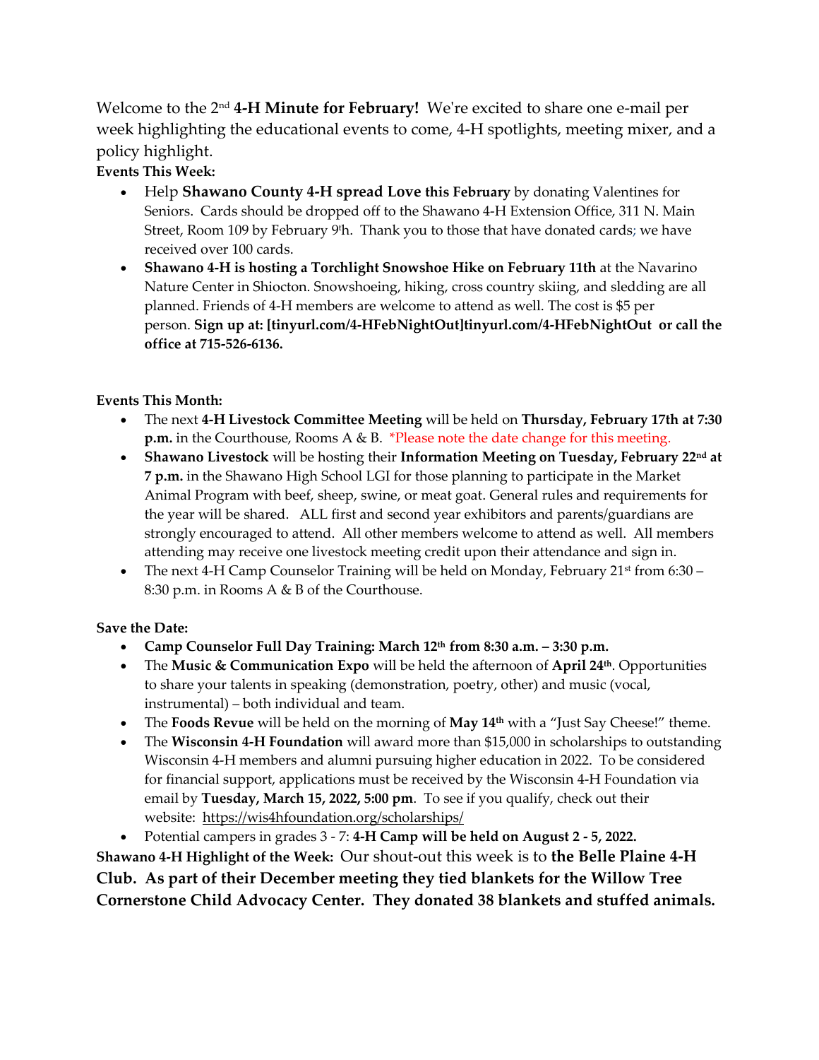Welcome to the 2nd **4-H Minute for February!** We're excited to share one e-mail per week highlighting the educational events to come, 4-H spotlights, meeting mixer, and a policy highlight.

**Events This Week:**

- Help **Shawano County 4-H spread Love this February** by donating Valentines for Seniors. Cards should be dropped off to the Shawano 4-H Extension Office, 311 N. Main Street, Room 109 by February 9th. Thank you to those that have donated cards; we have received over 100 cards.
- **Shawano 4-H is hosting a Torchlight Snowshoe Hike on February 11th** at the Navarino Nature Center in Shiocton. Snowshoeing, hiking, cross country skiing, and sledding are all planned. Friends of 4-H members are welcome to attend as well. The cost is $5 per person. **Sign up at: [tinyurl.com/4-HFebNightOut]tinyurl.com/4-HFebNightOut or call the office at 715-526-6136.**

**Events This Month:**

- The next **4-H Livestock Committee Meeting** will be held on **Thursday, February 17th at 7:30 p.m.** in the Courthouse, Rooms A & B. *Please note the date change for this meeting.
- **Shawano Livestock** will be hosting their **Information Meeting on Tuesday, February 22nd at 7 p.m.** in the Shawano High School LGI for those planning to participate in the Market Animal Program with beef, sheep, swine, or meat goat. General rules and requirements for the year will be shared. ALL first and second year exhibitors and parents/guardians are strongly encouraged to attend. All other members welcome to attend as well. All members attending may receive one livestock meeting credit upon their attendance and sign in.
- The next 4-H Camp Counselor Training will be held on Monday, February 21st from 6:30 – 8:30 p.m. in Rooms A & B of the Courthouse.

**Save the Date:**

- **Camp Counselor Full Day Training: March 12th from 8:30 a.m. – 3:30 p.m.**
- The **Music & Communication Expo** will be held the afternoon of **April 24th**. Opportunities to share your talents in speaking (demonstration, poetry, other) and music (vocal, instrumental) – both individual and team.
- The **Foods Revue** will be held on the morning of **May 14th** with a "Just Say Cheese!" theme.
- The **Wisconsin 4-H Foundation** will award more than $15,000 in scholarships to outstanding Wisconsin 4-H members and alumni pursuing higher education in 2022. To be considered for financial support, applications must be received by the Wisconsin 4-H Foundation via email by **Tuesday, March 15, 2022, 5:00 pm**. To see if you qualify, check out their website: https://wis4hfoundation.org/scholarships/
- Potential campers in grades 3 - 7: **4-H Camp will be held on August 2 - 5, 2022.**

**Shawano 4-H Highlight of the Week:** Our shout-out this week is to **the Belle Plaine 4-H Club. As part of their December meeting they tied blankets for the Willow Tree Cornerstone Child Advocacy Center. They donated 38 blankets and stuffed animals.**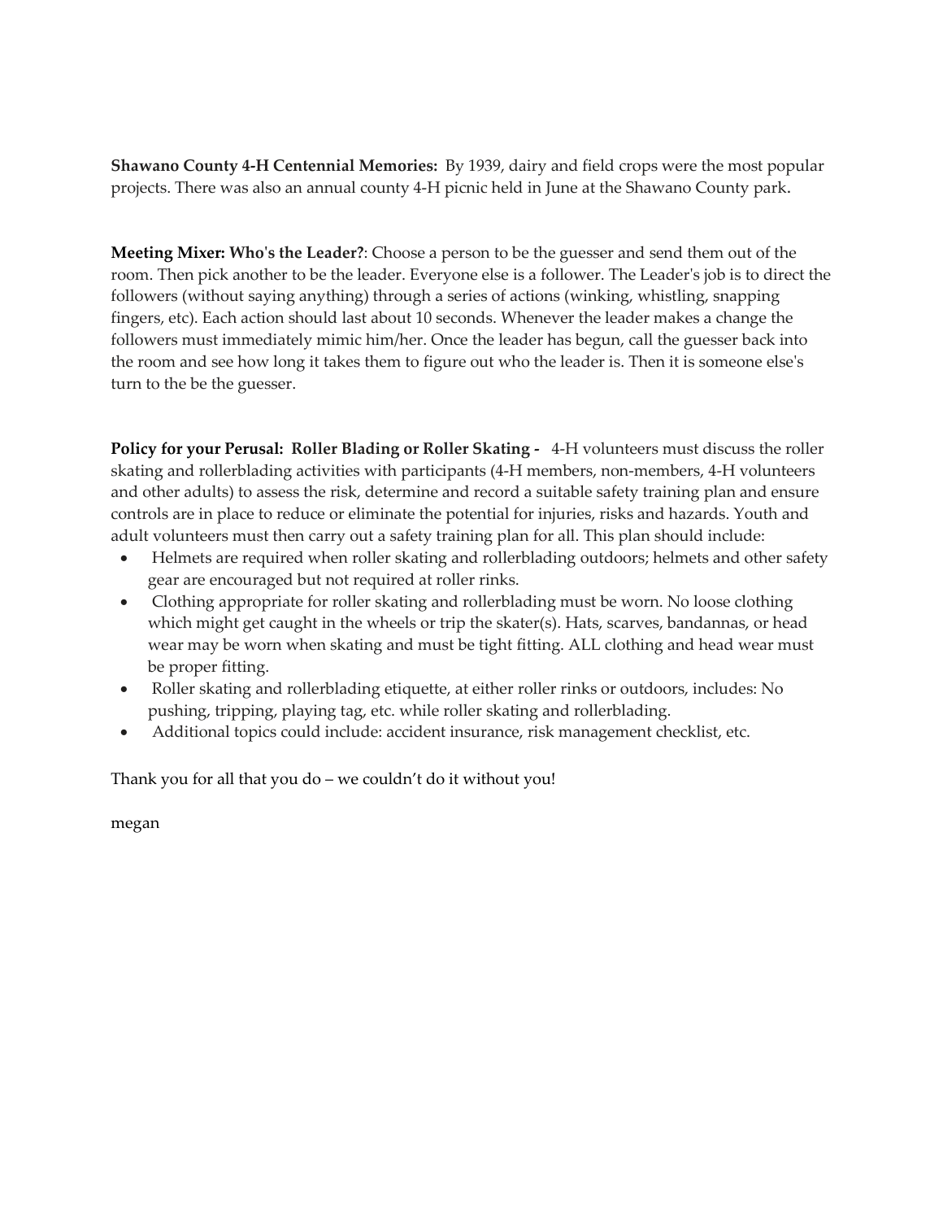**Shawano County 4-H Centennial Memories:** By 1939, dairy and field crops were the most popular projects. There was also an annual county 4-H picnic held in June at the Shawano County park.

**Meeting Mixer: Who's the Leader?**: Choose a person to be the guesser and send them out of the room. Then pick another to be the leader. Everyone else is a follower. The Leader's job is to direct the followers (without saying anything) through a series of actions (winking, whistling, snapping fingers, etc). Each action should last about 10 seconds. Whenever the leader makes a change the followers must immediately mimic him/her. Once the leader has begun, call the guesser back into the room and see how long it takes them to figure out who the leader is. Then it is someone else's turn to the be the guesser.

**Policy for your Perusal: Roller Blading or Roller Skating -** 4-H volunteers must discuss the roller skating and rollerblading activities with participants (4-H members, non-members, 4-H volunteers and other adults) to assess the risk, determine and record a suitable safety training plan and ensure controls are in place to reduce or eliminate the potential for injuries, risks and hazards. Youth and adult volunteers must then carry out a safety training plan for all. This plan should include:

- Helmets are required when roller skating and rollerblading outdoors; helmets and other safety gear are encouraged but not required at roller rinks.
- Clothing appropriate for roller skating and rollerblading must be worn. No loose clothing which might get caught in the wheels or trip the skater(s). Hats, scarves, bandannas, or head wear may be worn when skating and must be tight fitting. ALL clothing and head wear must be proper fitting.
- Roller skating and rollerblading etiquette, at either roller rinks or outdoors, includes: No pushing, tripping, playing tag, etc. while roller skating and rollerblading.
- Additional topics could include: accident insurance, risk management checklist, etc.

Thank you for all that you do – we couldn't do it without you!

megan